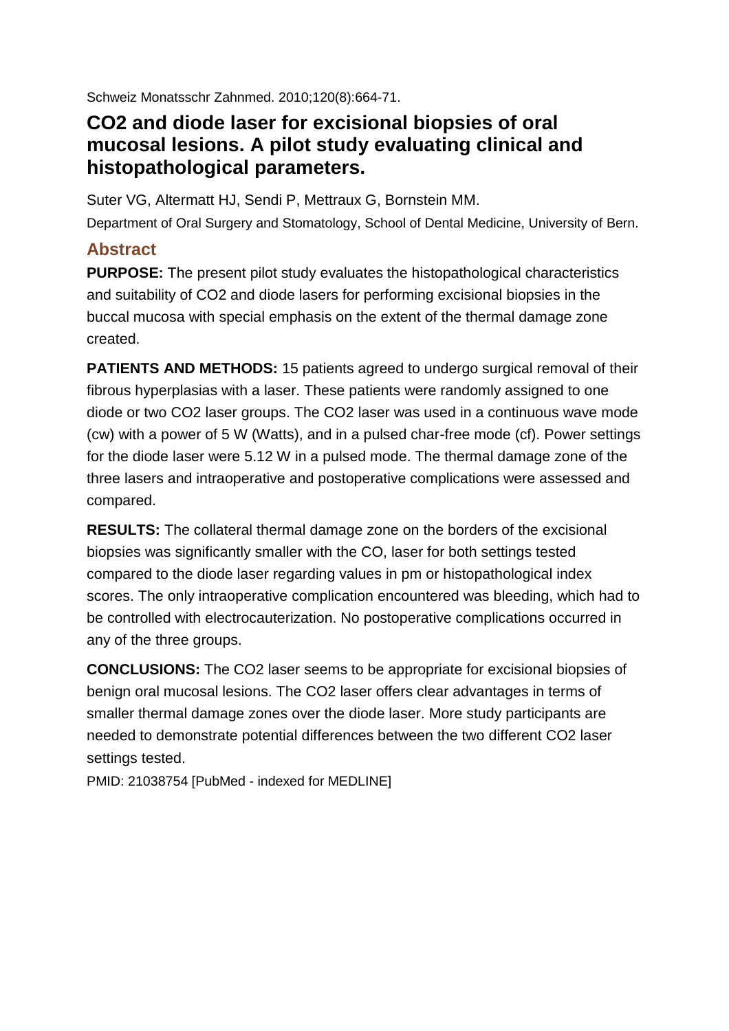Schweiz Monatsschr Zahnmed. 2010;120(8):664-71.

# CO2 and diode laser for excisional biopsies of oral mucosal lesions. A pilot study evaluating clinical and histopathological parameters.

Suter VG, Altermatt HJ, Sendi P, Mettraux G, Bornstein MM.

Department of Oral Surgery and Stomatology, School of Dental Medicine, University of Bern.

## Abstract

**PURPOSE:** The present pilot study evaluates the histopathological characteristics and suitability of CO2 and diode lasers for performing excisional biopsies in the buccal mucosa with special emphasis on the extent of the thermal damage zone created.

**PATIENTS AND METHODS:** 15 patients agreed to undergo surgical removal of their fibrous hyperplasias with a laser. These patients were randomly assigned to one diode or two CO2 laser groups. The CO2 laser was used in a continuous wave mode (cw) with a power of 5 W (Watts), and in a pulsed char-free mode (cf). Power settings for the diode laser were 5.12 W in a pulsed mode. The thermal damage zone of the three lasers and intraoperative and postoperative complications were assessed and compared.

**RESULTS:** The collateral thermal damage zone on the borders of the excisional biopsies was significantly smaller with the CO, laser for both settings tested compared to the diode laser regarding values in pm or histopathological index scores. The only intraoperative complication encountered was bleeding, which had to be controlled with electrocauterization. No postoperative complications occurred in any of the three groups.

**CONCLUSIONS:** The CO2 laser seems to be appropriate for excisional biopsies of benign oral mucosal lesions. The CO2 laser offers clear advantages in terms of smaller thermal damage zones over the diode laser. More study participants are needed to demonstrate potential differences between the two different CO2 laser settings tested.

PMID: 21038754 [PubMed - indexed for MEDLINE]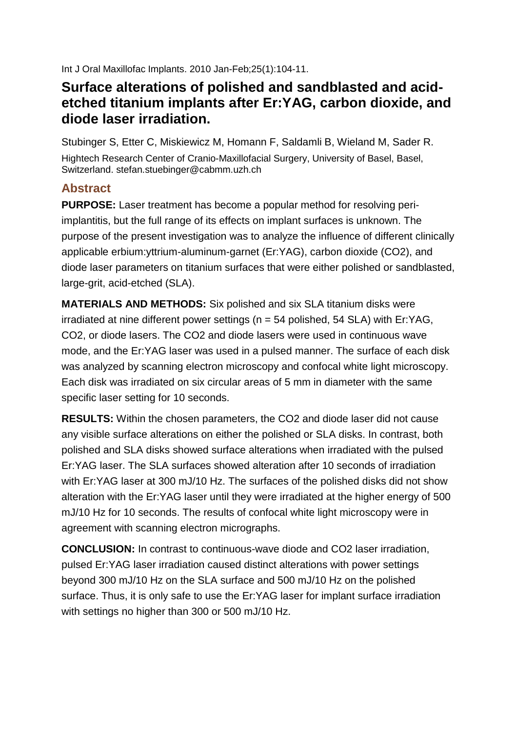Int J Oral Maxillofac Implants. 2010 Jan-Feb;25(1):104-11.

# Surface alterations of polished and sandblasted and acid-etched titanium implants after Er:YAG, carbon dioxide, and diode laser irradiation.

Stubinger S, Etter C, Miskiewicz M, Homann F, Saldamli B, Wieland M, Sader R.

Hightech Research Center of Cranio-Maxillofacial Surgery, University of Basel, Basel, Switzerland. stefan.stuebinger@cabmm.uzh.ch

## Abstract

**PURPOSE:** Laser treatment has become a popular method for resolving peri-implantitis, but the full range of its effects on implant surfaces is unknown. The purpose of the present investigation was to analyze the influence of different clinically applicable erbium:yttrium-aluminum-garnet (Er:YAG), carbon dioxide ($CO_2$), and diode laser parameters on titanium surfaces that were either polished or sandblasted, large-grit, acid-etched (SLA).

**MATERIALS AND METHODS:** Six polished and six SLA titanium disks were irradiated at nine different power settings ($n = 54$ polished, 54 SLA) with Er:YAG, $CO_2$, or diode lasers. The $CO_2$ and diode lasers were used in continuous wave mode, and the Er:YAG laser was used in a pulsed manner. The surface of each disk was analyzed by scanning electron microscopy and confocal white light microscopy. Each disk was irradiated on six circular areas of 5 mm in diameter with the same specific laser setting for 10 seconds.

**RESULTS:** Within the chosen parameters, the $CO_2$ and diode laser did not cause any visible surface alterations on either the polished or SLA disks. In contrast, both polished and SLA disks showed surface alterations when irradiated with the pulsed Er:YAG laser. The SLA surfaces showed alteration after 10 seconds of irradiation with Er:YAG laser at 300 mJ/10 Hz. The surfaces of the polished disks did not show alteration with the Er:YAG laser until they were irradiated at the higher energy of 500 mJ/10 Hz for 10 seconds. The results of confocal white light microscopy were in agreement with scanning electron micrographs.

**CONCLUSION:** In contrast to continuous-wave diode and $CO_2$ laser irradiation, pulsed Er:YAG laser irradiation caused distinct alterations with power settings beyond 300 mJ/10 Hz on the SLA surface and 500 mJ/10 Hz on the polished surface. Thus, it is only safe to use the Er:YAG laser for implant surface irradiation with settings no higher than 300 or 500 mJ/10 Hz.